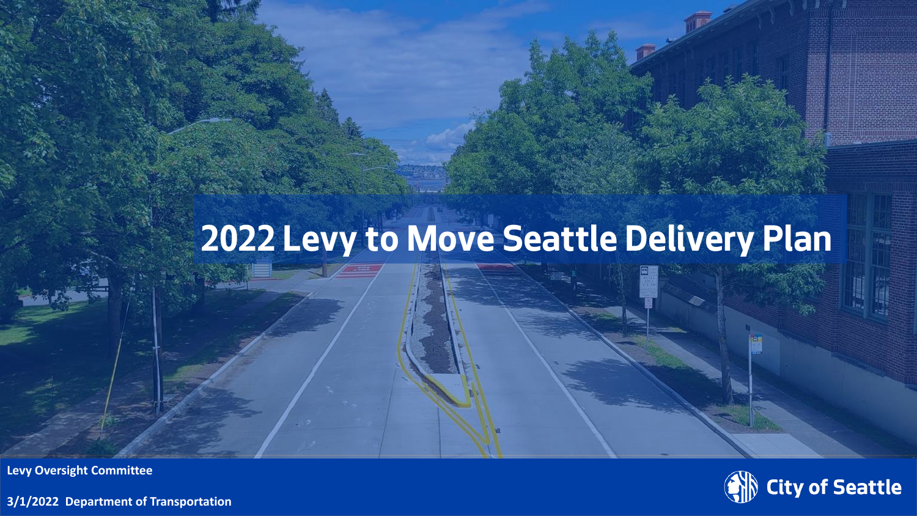# 2022 Levy to Move Seattle Delivery Plan

**Levy Oversight Committee**

**3/1/2022 Department of Transportation**

City of Seattle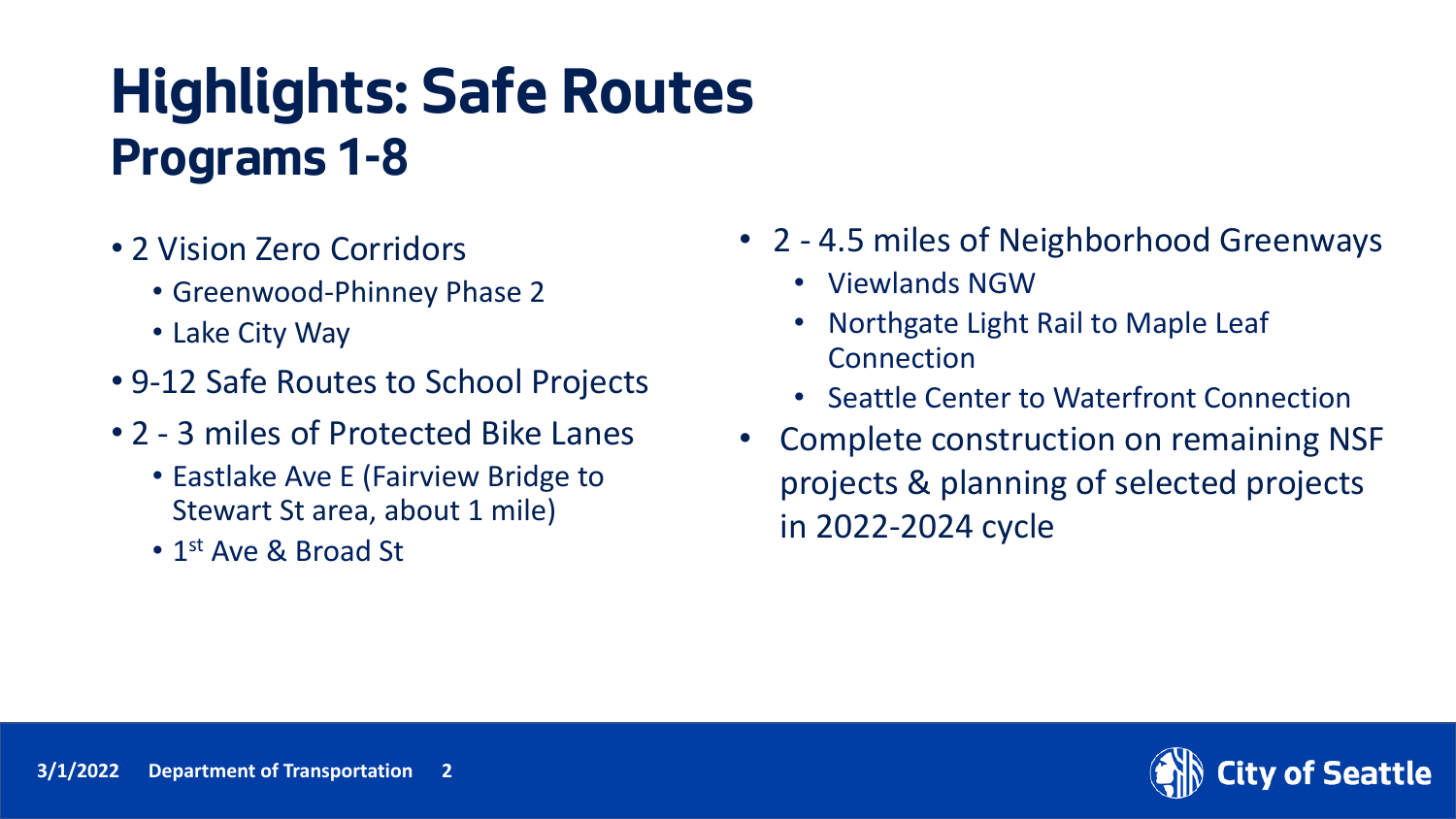# Highlights: Safe Routes

## Programs 1-8

- 2 Vision Zero Corridors
  - Greenwood-Phinney Phase 2
  - Lake City Way
- 9-12 Safe Routes to School Projects
- 2 - 3 miles of Protected Bike Lanes
  - Eastlake Ave E (Fairview Bridge to Stewart St area, about 1 mile)
  - 1st Ave & Broad St
- 2 - 4.5 miles of Neighborhood Greenways
  - Viewlands NGW
  - Northgate Light Rail to Maple Leaf Connection
  - Seattle Center to Waterfront Connection
- Complete construction on remaining NSF projects & planning of selected projects in 2022-2024 cycle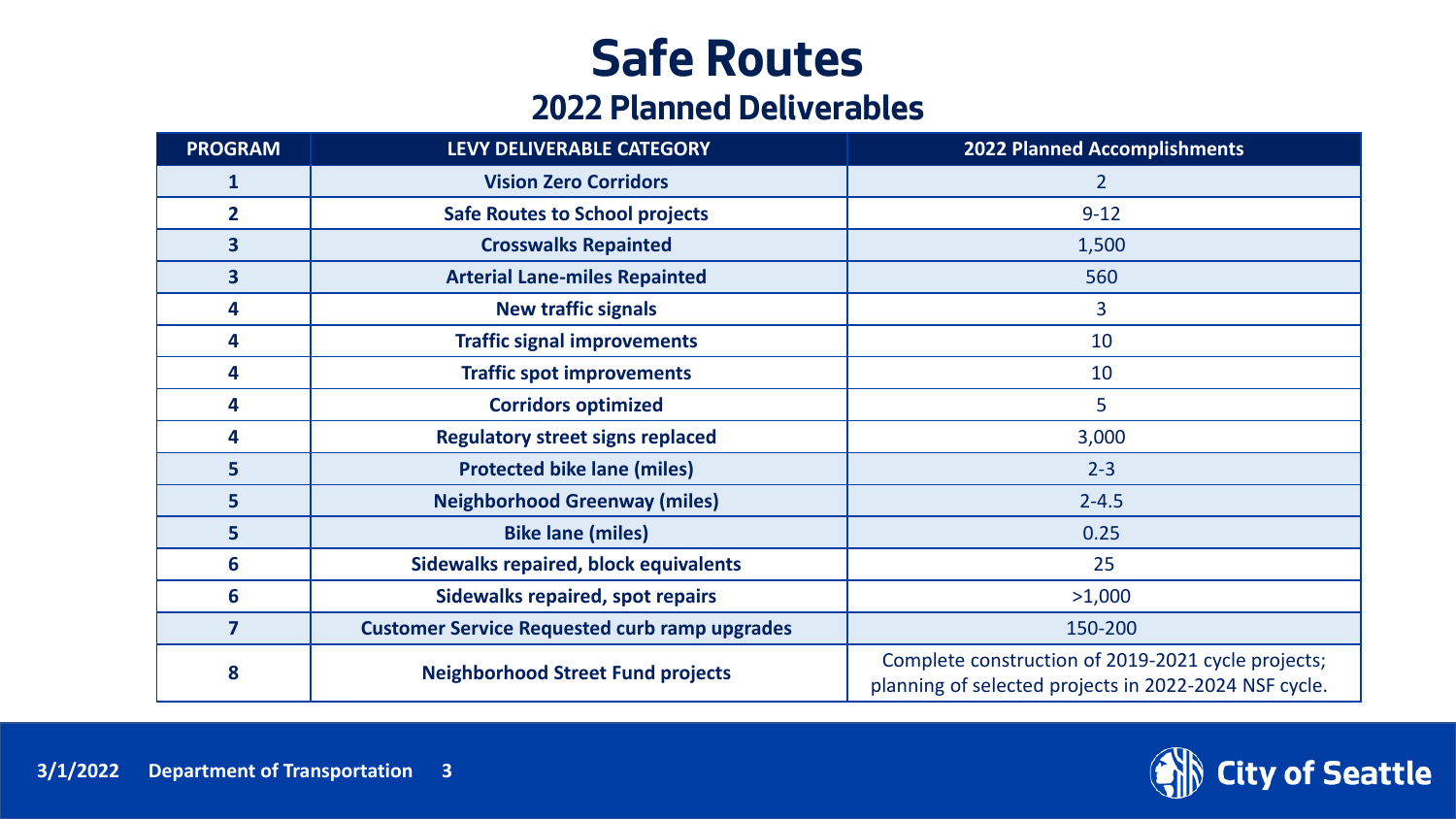# Safe Routes

## 2022 Planned Deliverables

| PROGRAM | LEVY DELIVERABLE CATEGORY | 2022 Planned Accomplishments |
|---|---|---|
| 1 | Vision Zero Corridors | 2 |
| 2 | Safe Routes to School projects | 9-12 |
| 3 | Crosswalks Repainted | 1,500 |
| 3 | Arterial Lane-miles Repainted | 560 |
| 4 | New traffic signals | 3 |
| 4 | Traffic signal improvements | 10 |
| 4 | Traffic spot improvements | 10 |
| 4 | Corridors optimized | 5 |
| 4 | Regulatory street signs replaced | 3,000 |
| 5 | Protected bike lane (miles) | 2-3 |
| 5 | Neighborhood Greenway (miles) | 2-4.5 |
| 5 | Bike lane (miles) | 0.25 |
| 6 | Sidewalks repaired, block equivalents | 25 |
| 6 | Sidewalks repaired, spot repairs | >1,000 |
| 7 | Customer Service Requested curb ramp upgrades | 150-200 |
| 8 | Neighborhood Street Fund projects | Complete construction of 2019-2021 cycle projects; planning of selected projects in 2022-2024 NSF cycle. |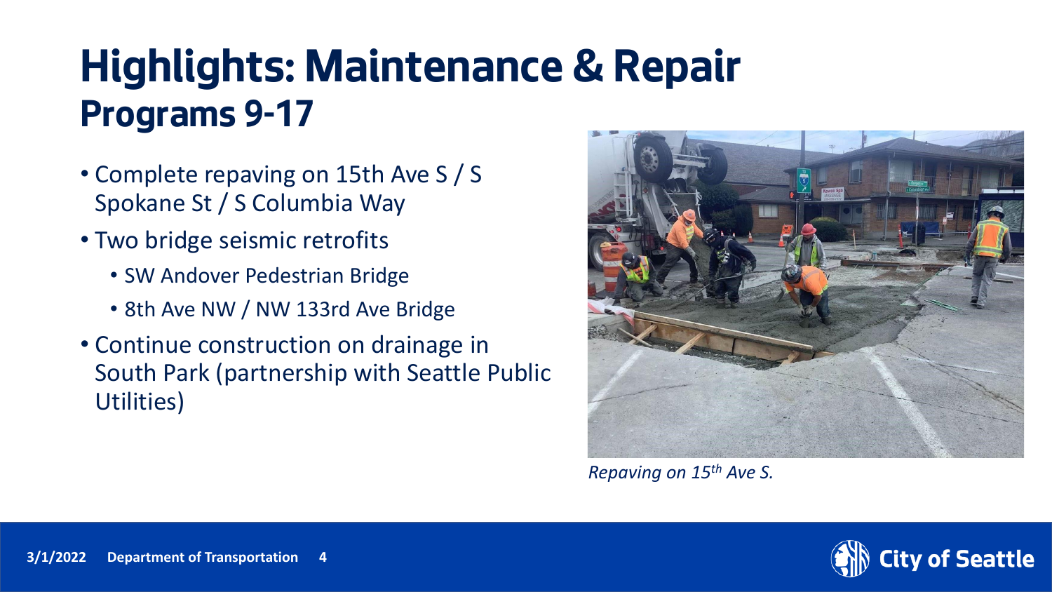# Highlights: Maintenance & Repair
## Programs 9-17

- Complete repaving on 15th Ave S / S Spokane St / S Columbia Way
- Two bridge seismic retrofits
  - SW Andover Pedestrian Bridge
  - 8th Ave NW / NW 133rd Ave Bridge
- Continue construction on drainage in South Park (partnership with Seattle Public Utilities)

*Repaving on 15th Ave S.*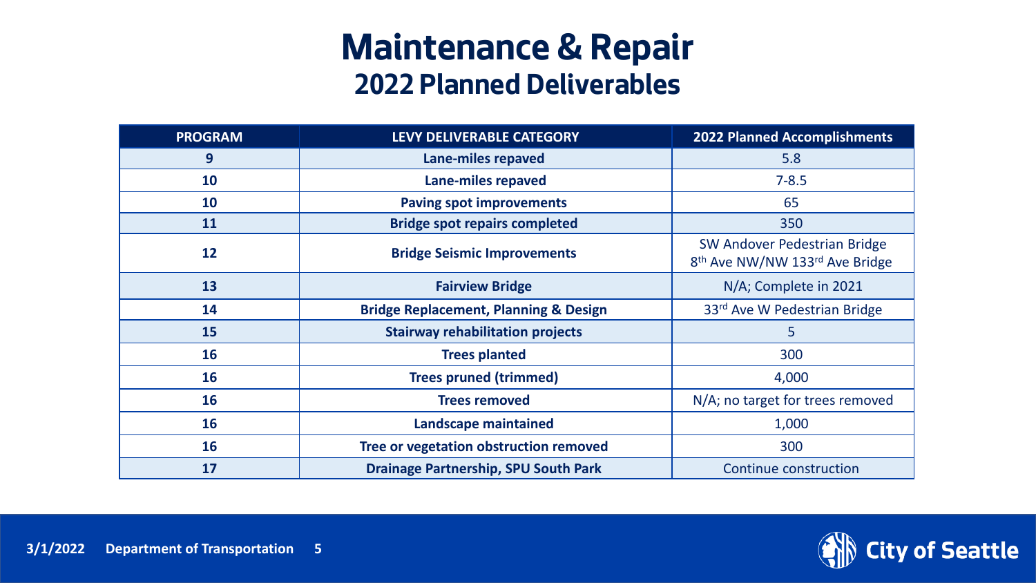# Maintenance & Repair

## 2022 Planned Deliverables

| PROGRAM | LEVY DELIVERABLE CATEGORY | 2022 Planned Accomplishments |
| --- | --- | --- |
| 9 | Lane-miles repaved | 5.8 |
| 10 | Lane-miles repaved | 7-8.5 |
| 10 | Paving spot improvements | 65 |
| 11 | Bridge spot repairs completed | 350 |
| 12 | Bridge Seismic Improvements | SW Andover Pedestrian Bridge<br>8th Ave NW/NW 133rd Ave Bridge |
| 13 | Fairview Bridge | N/A; Complete in 2021 |
| 14 | Bridge Replacement, Planning & Design | 33rd Ave W Pedestrian Bridge |
| 15 | Stairway rehabilitation projects | 5 |
| 16 | Trees planted | 300 |
| 16 | Trees pruned (trimmed) | 4,000 |
| 16 | Trees removed | N/A; no target for trees removed |
| 16 | Landscape maintained | 1,000 |
| 16 | Tree or vegetation obstruction removed | 300 |
| 17 | Drainage Partnership, SPU South Park | Continue construction |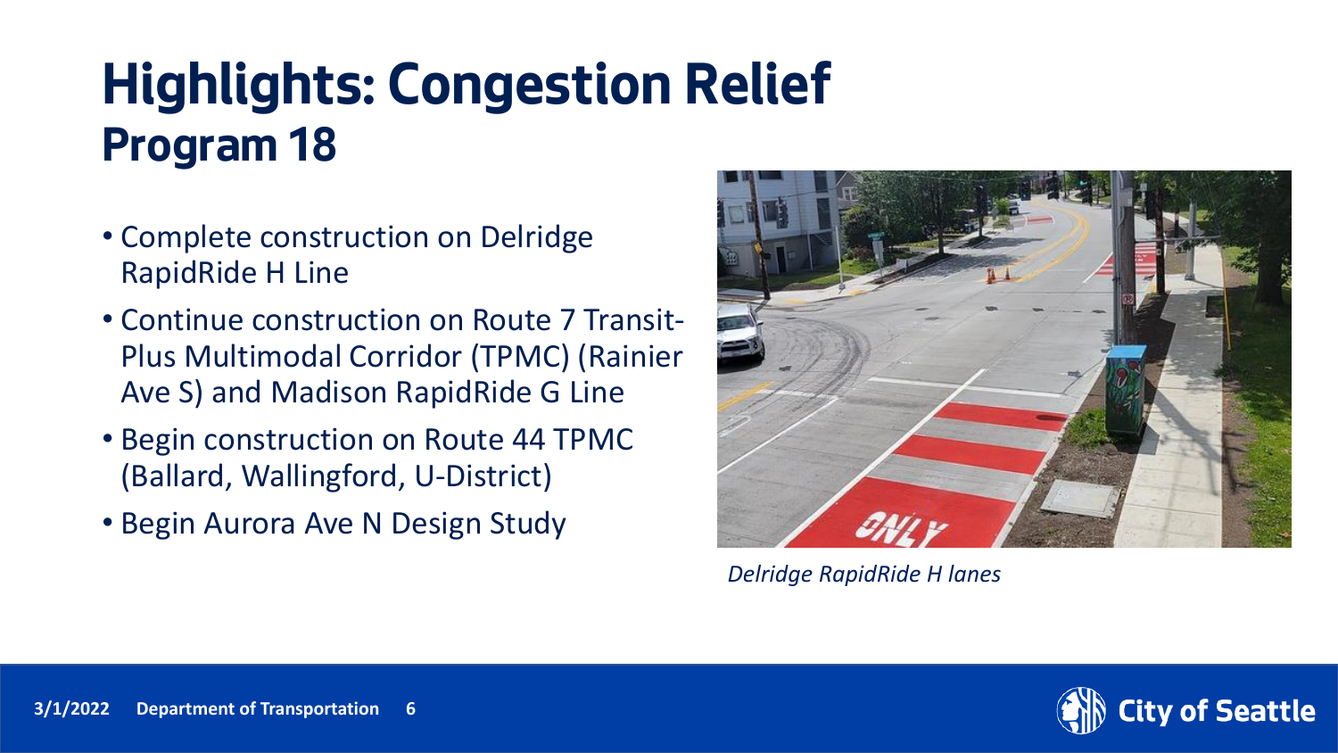# Highlights: Congestion Relief
## Program 18

- Complete construction on Delridge RapidRide H Line
- Continue construction on Route 7 Transit-Plus Multimodal Corridor (TPMC) (Rainier Ave S) and Madison RapidRide G Line
- Begin construction on Route 44 TPMC (Ballard, Wallingford, U-District)
- Begin Aurora Ave N Design Study

*Delridge RapidRide H lanes*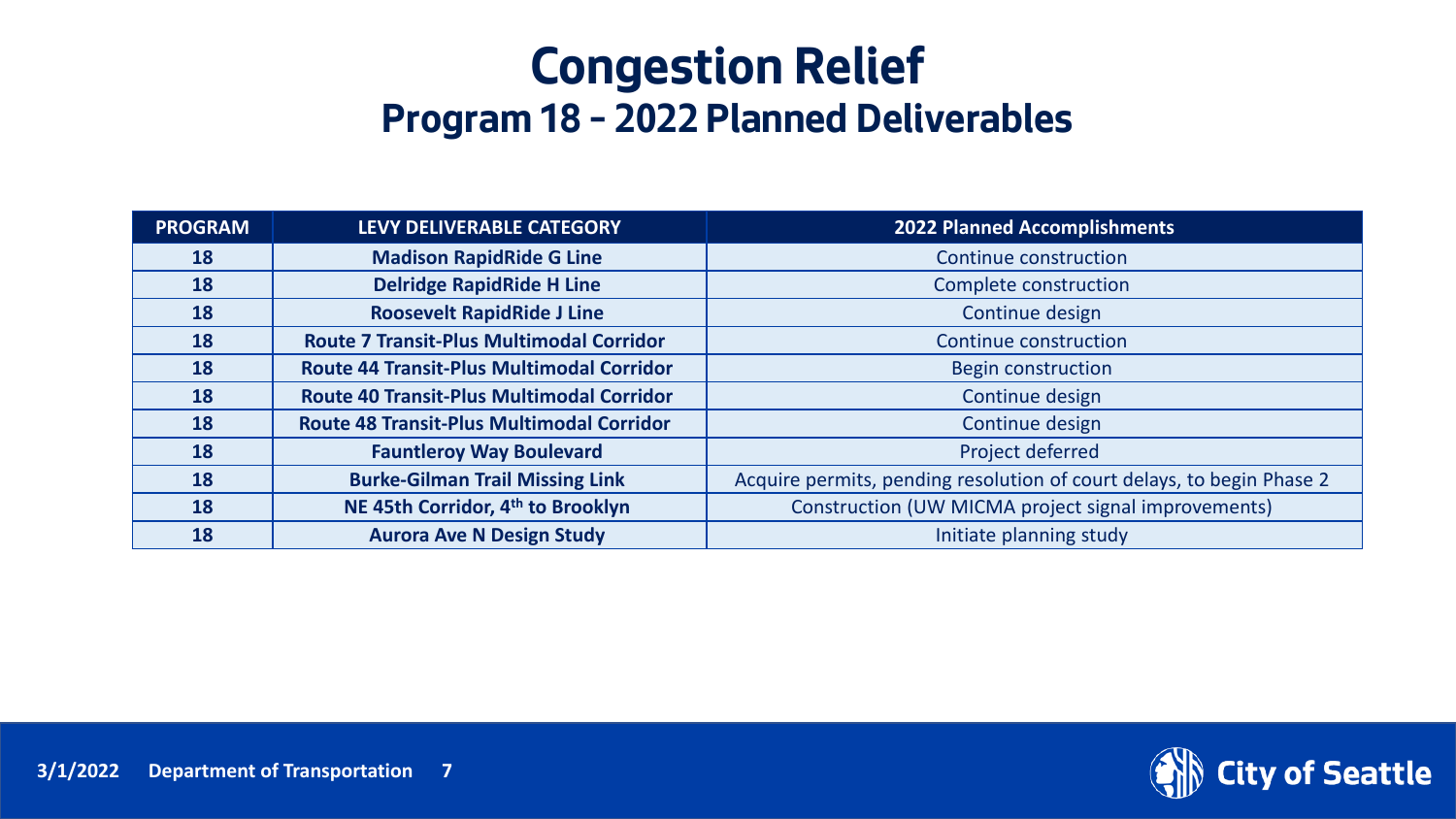# Congestion Relief

## Program 18 – 2022 Planned Deliverables

| PROGRAM | LEVY DELIVERABLE CATEGORY | 2022 Planned Accomplishments |
|---|---|---|
| 18 | **Madison RapidRide G Line** | Continue construction |
| 18 | **Delridge RapidRide H Line** | Complete construction |
| 18 | **Roosevelt RapidRide J Line** | Continue design |
| 18 | **Route 7 Transit-Plus Multimodal Corridor** | Continue construction |
| 18 | **Route 44 Transit-Plus Multimodal Corridor** | Begin construction |
| 18 | **Route 40 Transit-Plus Multimodal Corridor** | Continue design |
| 18 | **Route 48 Transit-Plus Multimodal Corridor** | Continue design |
| 18 | **Fauntleroy Way Boulevard** | Project deferred |
| 18 | **Burke-Gilman Trail Missing Link** | Acquire permits, pending resolution of court delays, to begin Phase 2 |
| 18 | **NE 45th Corridor, 4th to Brooklyn** | Construction (UW MICMA project signal improvements) |
| 18 | **Aurora Ave N Design Study** | Initiate planning study |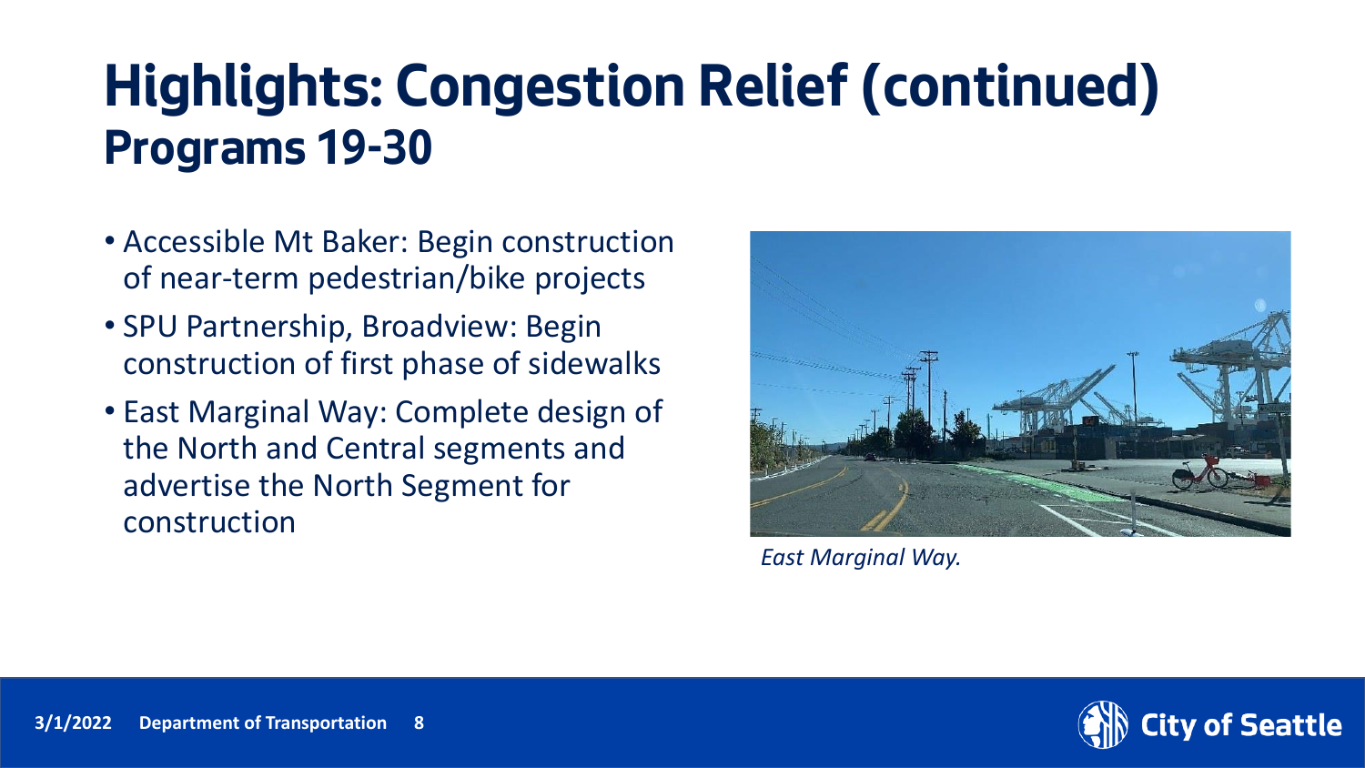# Highlights: Congestion Relief (continued)
## Programs 19-30

- Accessible Mt Baker: Begin construction of near-term pedestrian/bike projects
- SPU Partnership, Broadview: Begin construction of first phase of sidewalks
- East Marginal Way: Complete design of the North and Central segments and advertise the North Segment for construction

*East Marginal Way.*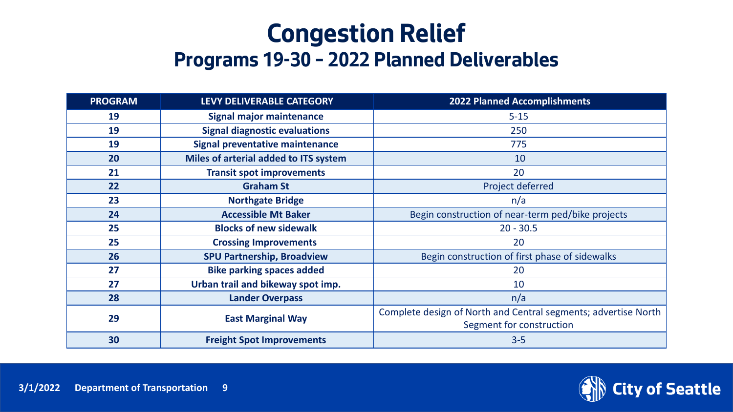# Congestion Relief

## Programs 19-30 – 2022 Planned Deliverables

| PROGRAM | LEVY DELIVERABLE CATEGORY | 2022 Planned Accomplishments |
|---|---|---|
| 19 | Signal major maintenance | 5-15 |
| 19 | Signal diagnostic evaluations | 250 |
| 19 | Signal preventative maintenance | 775 |
| 20 | Miles of arterial added to ITS system | 10 |
| 21 | Transit spot improvements | 20 |
| 22 | Graham St | Project deferred |
| 23 | Northgate Bridge | n/a |
| 24 | Accessible Mt Baker | Begin construction of near-term ped/bike projects |
| 25 | Blocks of new sidewalk | 20 - 30.5 |
| 25 | Crossing Improvements | 20 |
| 26 | SPU Partnership, Broadview | Begin construction of first phase of sidewalks |
| 27 | Bike parking spaces added | 20 |
| 27 | Urban trail and bikeway spot imp. | 10 |
| 28 | Lander Overpass | n/a |
| 29 | East Marginal Way | Complete design of North and Central segments; advertise North Segment for construction |
| 30 | Freight Spot Improvements | 3-5 |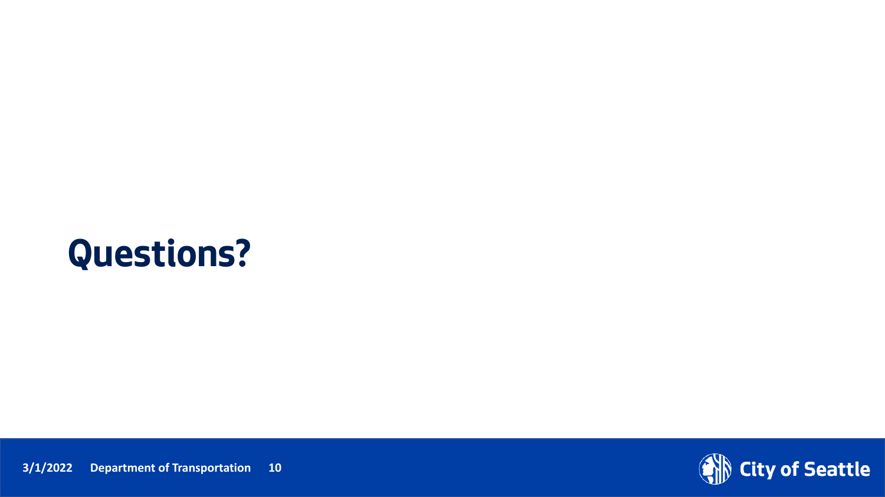# Questions?